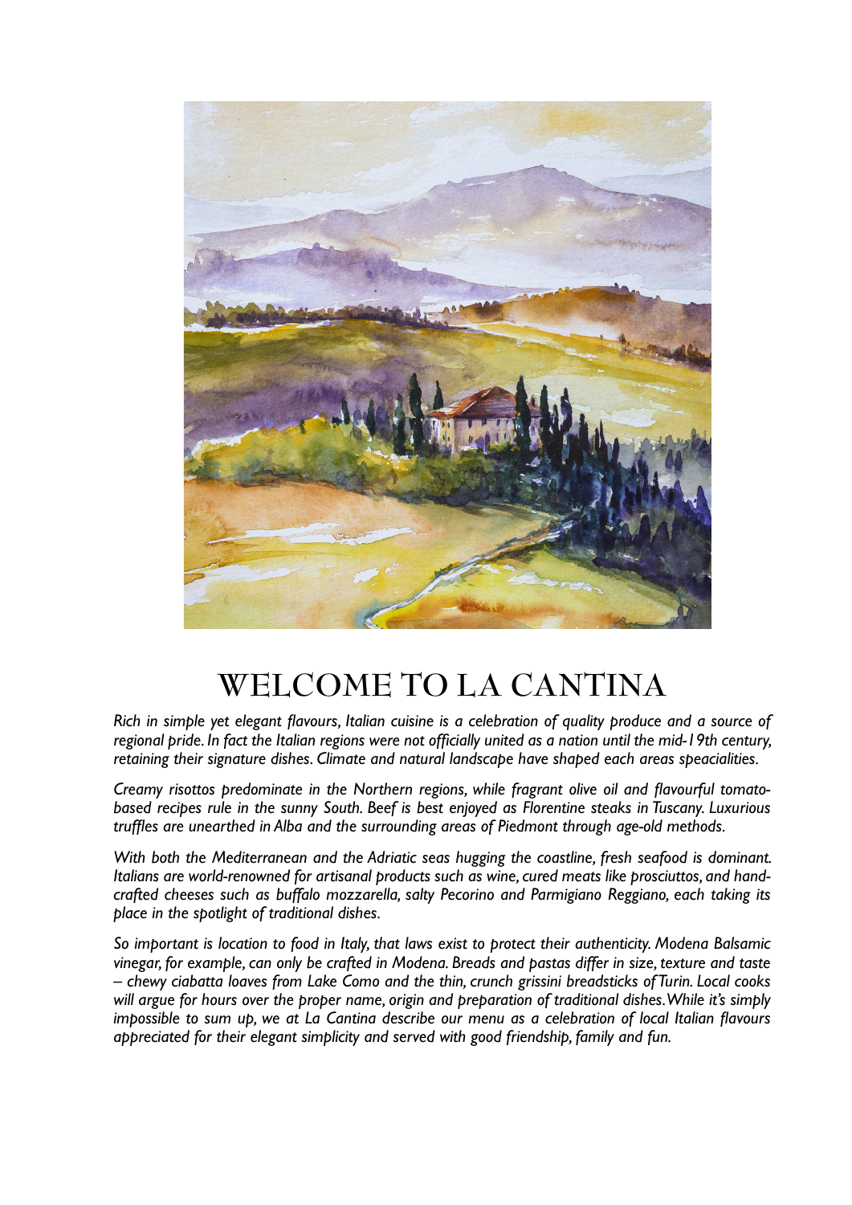# WELCOME TO LA CANTINA

*Rich in simple yet elegant flavours, Italian cuisine is a celebration of quality produce and a source of regional pride. In fact the Italian regions were not officially united as a nation until the mid-19th century, retaining their signature dishes. Climate and natural landscape have shaped each areas speacialities.*

*Creamy risottos predominate in the Northern regions, while fragrant olive oil and flavourful tomato-based recipes rule in the sunny South. Beef is best enjoyed as Florentine steaks in Tuscany. Luxurious truffles are unearthed in Alba and the surrounding areas of Piedmont through age-old methods.*

*With both the Mediterranean and the Adriatic seas hugging the coastline, fresh seafood is dominant. Italians are world-renowned for artisanal products such as wine, cured meats like prosciuttos, and hand-crafted cheeses such as buffalo mozzarella, salty Pecorino and Parmigiano Reggiano, each taking its place in the spotlight of traditional dishes.*

*So important is location to food in Italy, that laws exist to protect their authenticity. Modena Balsamic vinegar, for example, can only be crafted in Modena. Breads and pastas differ in size, texture and taste – chewy ciabatta loaves from Lake Como and the thin, crunch grissini breadsticks of Turin. Local cooks will argue for hours over the proper name, origin and preparation of traditional dishes. While it's simply impossible to sum up, we at La Cantina describe our menu as a celebration of local Italian flavours appreciated for their elegant simplicity and served with good friendship, family and fun.*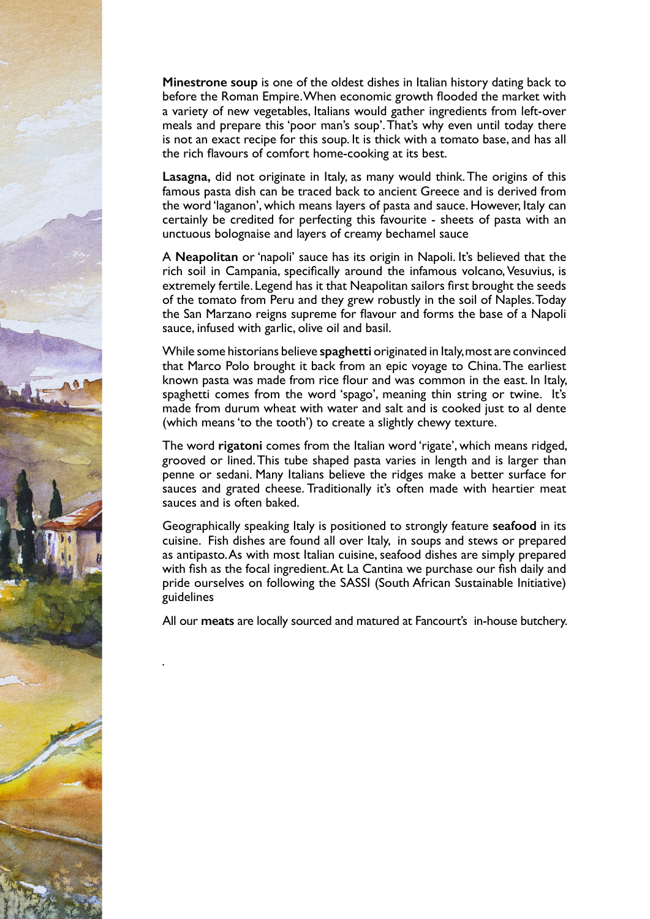**Minestrone soup** is one of the oldest dishes in Italian history dating back to before the Roman Empire. When economic growth flooded the market with a variety of new vegetables, Italians would gather ingredients from left-over meals and prepare this 'poor man's soup'. That's why even until today there is not an exact recipe for this soup. It is thick with a tomato base, and has all the rich flavours of comfort home-cooking at its best.

**Lasagna,** did not originate in Italy, as many would think. The origins of this famous pasta dish can be traced back to ancient Greece and is derived from the word 'laganon', which means layers of pasta and sauce. However, Italy can certainly be credited for perfecting this favourite - sheets of pasta with an unctuous bolognaise and layers of creamy bechamel sauce

A **Neapolitan** or 'napoli' sauce has its origin in Napoli. It's believed that the rich soil in Campania, specifically around the infamous volcano, Vesuvius, is extremely fertile. Legend has it that Neapolitan sailors first brought the seeds of the tomato from Peru and they grew robustly in the soil of Naples. Today the San Marzano reigns supreme for flavour and forms the base of a Napoli sauce, infused with garlic, olive oil and basil.

While some historians believe **spaghetti** originated in Italy, most are convinced that Marco Polo brought it back from an epic voyage to China. The earliest known pasta was made from rice flour and was common in the east. In Italy, spaghetti comes from the word 'spago', meaning thin string or twine. It's made from durum wheat with water and salt and is cooked just to al dente (which means 'to the tooth') to create a slightly chewy texture.

The word **rigatoni** comes from the Italian word 'rigate', which means ridged, grooved or lined. This tube shaped pasta varies in length and is larger than penne or sedani. Many Italians believe the ridges make a better surface for sauces and grated cheese. Traditionally it's often made with heartier meat sauces and is often baked.

Geographically speaking Italy is positioned to strongly feature **seafood** in its cuisine. Fish dishes are found all over Italy, in soups and stews or prepared as antipasto. As with most Italian cuisine, seafood dishes are simply prepared with fish as the focal ingredient. At La Cantina we purchase our fish daily and pride ourselves on following the SASSI (South African Sustainable Initiative) guidelines

All our **meats** are locally sourced and matured at Fancourt's in-house butchery.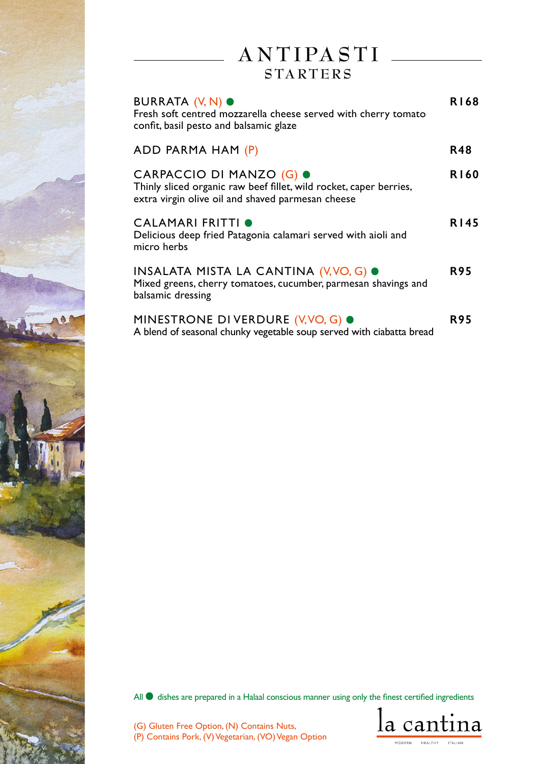# ANTIPASTI
## STARTERS

**BURRATA (V, N) ●** — **R168**
Fresh soft centred mozzarella cheese served with cherry tomato confit, basil pesto and balsamic glaze

**ADD PARMA HAM (P)** — **R48**

**CARPACCIO DI MANZO (G) ●** — **R160**
Thinly sliced organic raw beef fillet, wild rocket, caper berries, extra virgin olive oil and shaved parmesan cheese

**CALAMARI FRITTI ●** — **R145**
Delicious deep fried Patagonia calamari served with aioli and micro herbs

**INSALATA MISTA LA CANTINA (V, VO, G) ●** — **R95**
Mixed greens, cherry tomatoes, cucumber, parmesan shavings and balsamic dressing

**MINESTRONE DI VERDURE (V, VO, G) ●** — **R95**
A blend of seasonal chunky vegetable soup served with ciabatta bread

All ● dishes are prepared in a Halaal conscious manner using only the finest certified ingredients

(G) Gluten Free Option, (N) Contains Nuts,
(P) Contains Pork, (V) Vegetarian, (VO) Vegan Option

la cantina
MODERN HEALTHY ITALIAN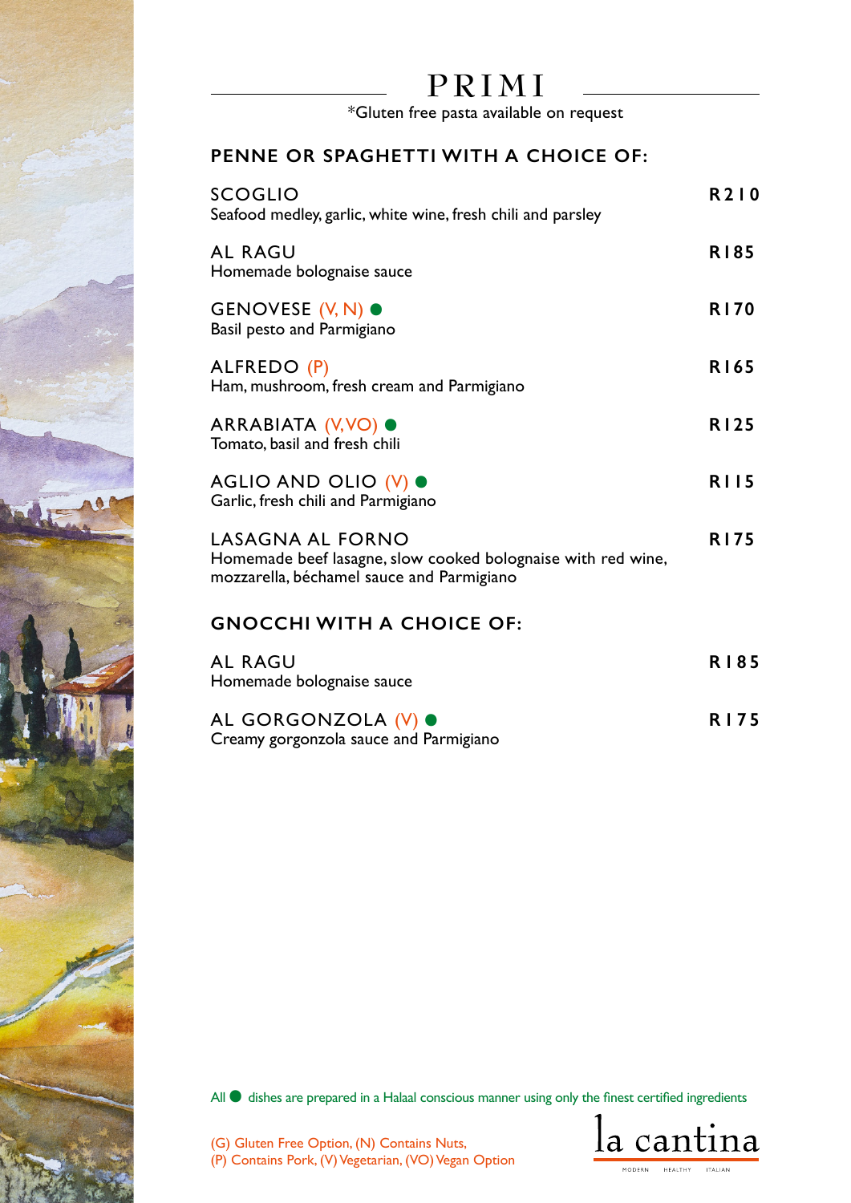# PRIMI

*Gluten free pasta available on request

## PENNE OR SPAGHETTI WITH A CHOICE OF:

**SCOGLIO** — **R210**
Seafood medley, garlic, white wine, fresh chili and parsley

**AL RAGU** — **R185**
Homemade bolognaise sauce

**GENOVESE (V, N) ●** — **R170**
Basil pesto and Parmigiano

**ALFREDO (P)** — **R165**
Ham, mushroom, fresh cream and Parmigiano

**ARRABIATA (V,VO) ●** — **R125**
Tomato, basil and fresh chili

**AGLIO AND OLIO (V) ●** — **R115**
Garlic, fresh chili and Parmigiano

**LASAGNA AL FORNO** — **R175**
Homemade beef lasagne, slow cooked bolognaise with red wine, mozzarella, béchamel sauce and Parmigiano

## GNOCCHI WITH A CHOICE OF:

**AL RAGU** — **R185**
Homemade bolognaise sauce

**AL GORGONZOLA (V) ●** — **R175**
Creamy gorgonzola sauce and Parmigiano

All ● dishes are prepared in a Halaal conscious manner using only the finest certified ingredients

(G) Gluten Free Option, (N) Contains Nuts,
(P) Contains Pork, (V) Vegetarian, (VO) Vegan Option

la cantina
MODERN HEALTHY ITALIAN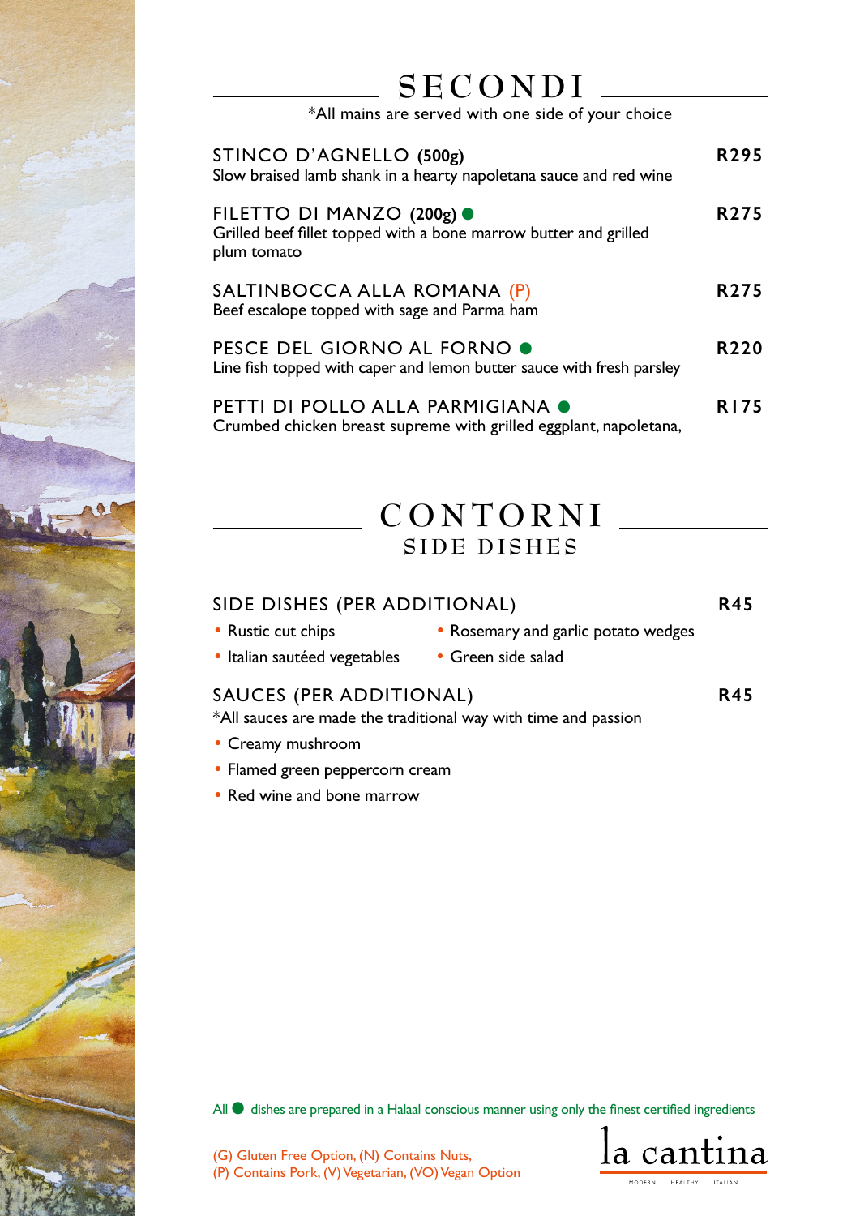# SECONDI

*All mains are served with one side of your choice

**STINCO D'AGNELLO (500g)** — **R295**
Slow braised lamb shank in a hearty napoletana sauce and red wine

**FILETTO DI MANZO (200g) ●** — **R275**
Grilled beef fillet topped with a bone marrow butter and grilled plum tomato

**SALTINBOCCA ALLA ROMANA (P)** — **R275**
Beef escalope topped with sage and Parma ham

**PESCE DEL GIORNO AL FORNO ●** — **R220**
Line fish topped with caper and lemon butter sauce with fresh parsley

**PETTI DI POLLO ALLA PARMIGIANA ●** — **R175**
Crumbed chicken breast supreme with grilled eggplant, napoletana,

# CONTORNI

## SIDE DISHES

**SIDE DISHES (PER ADDITIONAL)** — **R45**

- Rustic cut chips
- Rosemary and garlic potato wedges
- Italian sautéed vegetables
- Green side salad

**SAUCES (PER ADDITIONAL)** — **R45**

*All sauces are made the traditional way with time and passion

- Creamy mushroom
- Flamed green peppercorn cream
- Red wine and bone marrow

All ● dishes are prepared in a Halaal conscious manner using only the finest certified ingredients

(G) Gluten Free Option, (N) Contains Nuts,
(P) Contains Pork, (V) Vegetarian, (VO) Vegan Option

la cantina

MODERN HEALTHY ITALIAN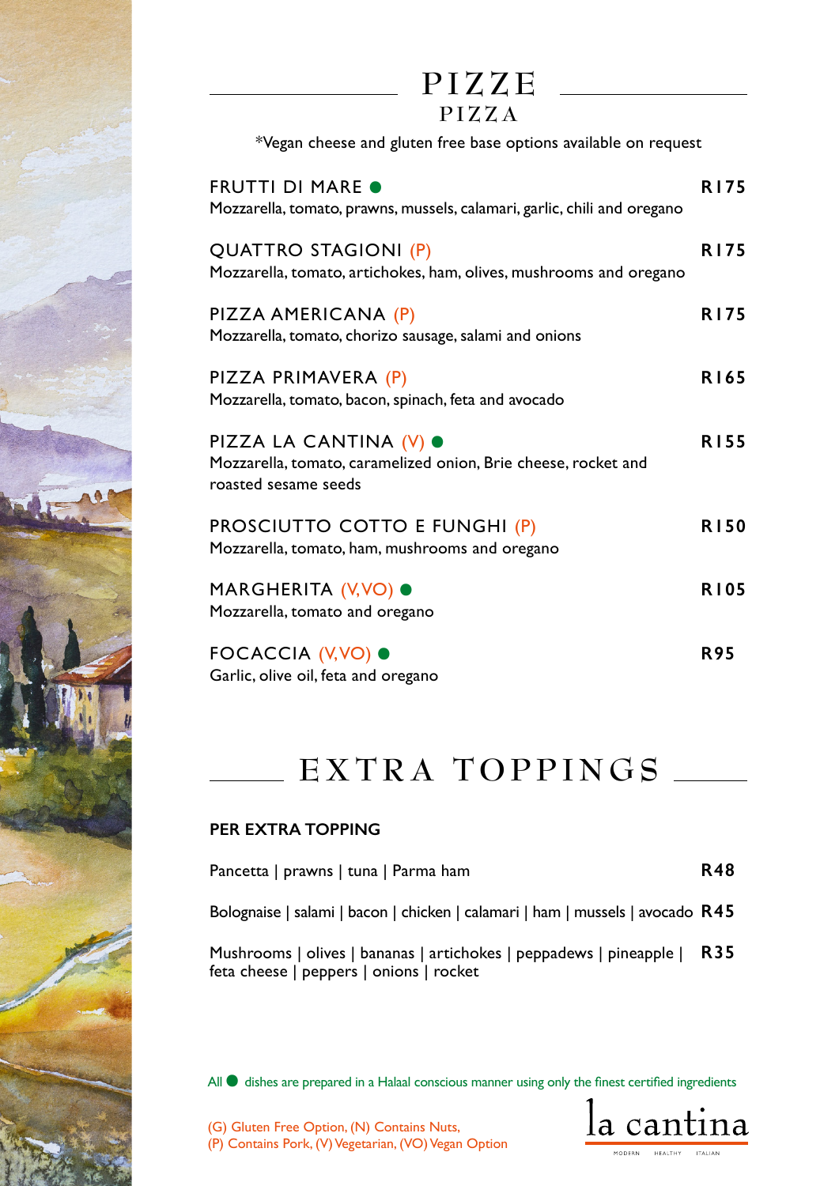# PIZZE

## PIZZA

*Vegan cheese and gluten free base options available on request

**FRUTTI DI MARE ●** — **R175**
Mozzarella, tomato, prawns, mussels, calamari, garlic, chili and oregano

**QUATTRO STAGIONI (P)** — **R175**
Mozzarella, tomato, artichokes, ham, olives, mushrooms and oregano

**PIZZA AMERICANA (P)** — **R175**
Mozzarella, tomato, chorizo sausage, salami and onions

**PIZZA PRIMAVERA (P)** — **R165**
Mozzarella, tomato, bacon, spinach, feta and avocado

**PIZZA LA CANTINA (V) ●** — **R155**
Mozzarella, tomato, caramelized onion, Brie cheese, rocket and roasted sesame seeds

**PROSCIUTTO COTTO E FUNGHI (P)** — **R150**
Mozzarella, tomato, ham, mushrooms and oregano

**MARGHERITA (V,VO) ●** — **R105**
Mozzarella, tomato and oregano

**FOCACCIA (V,VO) ●** — **R95**
Garlic, olive oil, feta and oregano

# EXTRA TOPPINGS

**PER EXTRA TOPPING**

| Topping | Price |
|---|---|
| Pancetta \| prawns \| tuna \| Parma ham | **R48** |
| Bolognaise \| salami \| bacon \| chicken \| calamari \| ham \| mussels \| avocado | **R45** |
| Mushrooms \| olives \| bananas \| artichokes \| peppadews \| pineapple \| feta cheese \| peppers \| onions \| rocket | **R35** |

All ● dishes are prepared in a Halaal conscious manner using only the finest certified ingredients

(G) Gluten Free Option, (N) Contains Nuts,
(P) Contains Pork, (V) Vegetarian, (VO) Vegan Option

la cantina
MODERN HEALTHY ITALIAN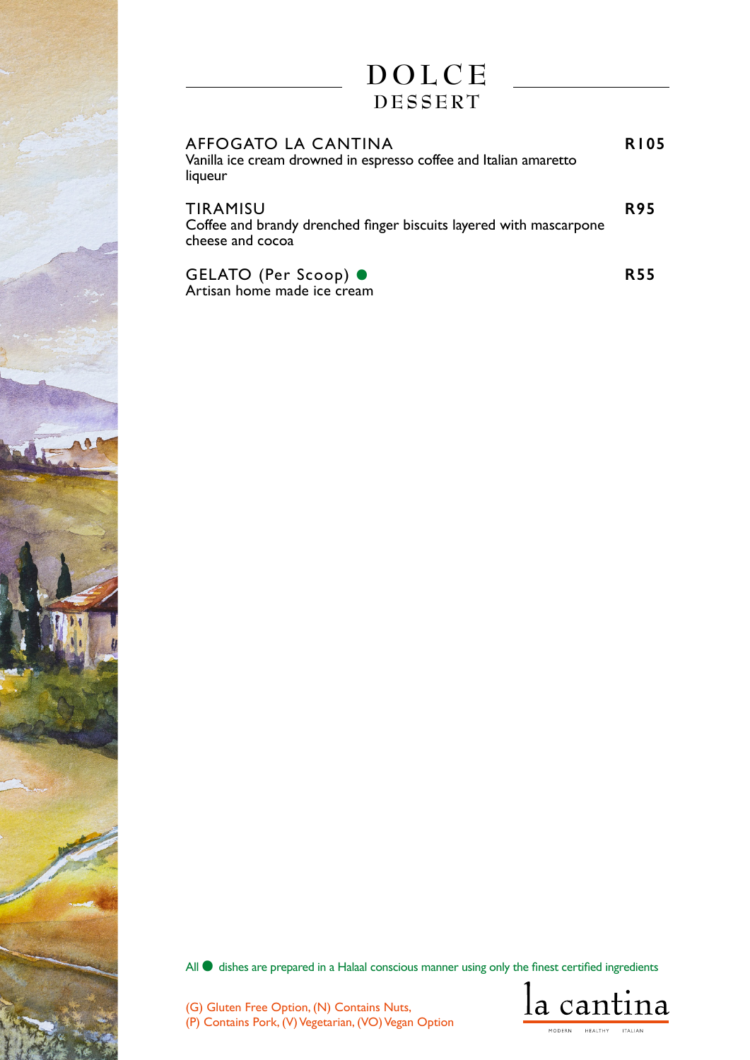# DOLCE
## DESSERT

**AFFOGATO LA CANTINA** — **R105**
Vanilla ice cream drowned in espresso coffee and Italian amaretto liqueur

**TIRAMISU** — **R95**
Coffee and brandy drenched finger biscuits layered with mascarpone cheese and cocoa

**GELATO (Per Scoop)** ● — **R55**
Artisan home made ice cream

All ● dishes are prepared in a Halaal conscious manner using only the finest certified ingredients

(G) Gluten Free Option, (N) Contains Nuts,
(P) Contains Pork, (V) Vegetarian, (VO) Vegan Option

la cantina
MODERN HEALTHY ITALIAN